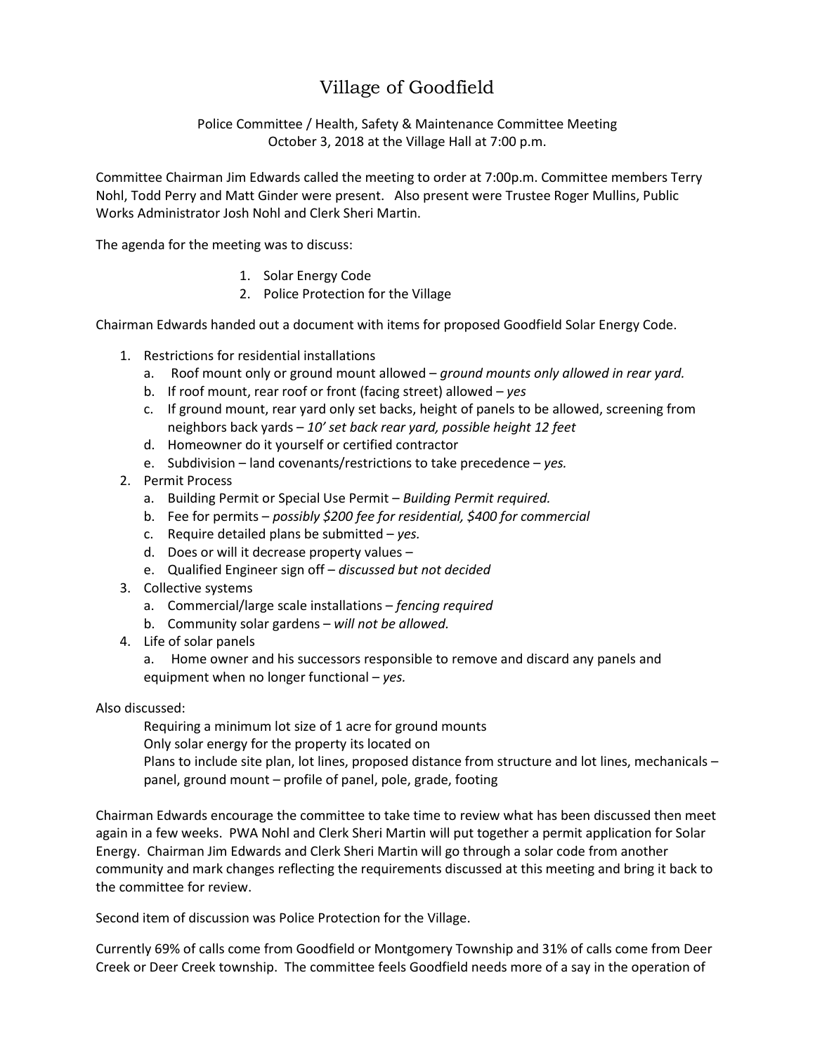# Village of Goodfield

Police Committee / Health, Safety & Maintenance Committee Meeting
October 3, 2018 at the Village Hall at 7:00 p.m.

Committee Chairman Jim Edwards called the meeting to order at 7:00p.m. Committee members Terry Nohl, Todd Perry and Matt Ginder were present. Also present were Trustee Roger Mullins, Public Works Administrator Josh Nohl and Clerk Sheri Martin.

The agenda for the meeting was to discuss:

1. Solar Energy Code
2. Police Protection for the Village

Chairman Edwards handed out a document with items for proposed Goodfield Solar Energy Code.

1. Restrictions for residential installations
   a. Roof mount only or ground mount allowed – *ground mounts only allowed in rear yard.*
   b. If roof mount, rear roof or front (facing street) allowed – *yes*
   c. If ground mount, rear yard only set backs, height of panels to be allowed, screening from neighbors back yards – *10' set back rear yard, possible height 12 feet*
   d. Homeowner do it yourself or certified contractor
   e. Subdivision – land covenants/restrictions to take precedence – *yes.*
2. Permit Process
   a. Building Permit or Special Use Permit – *Building Permit required.*
   b. Fee for permits – *possibly $200 fee for residential, $400 for commercial*
   c. Require detailed plans be submitted – *yes.*
   d. Does or will it decrease property values –
   e. Qualified Engineer sign off – *discussed but not decided*
3. Collective systems
   a. Commercial/large scale installations – *fencing required*
   b. Community solar gardens – *will not be allowed.*
4. Life of solar panels
   a. Home owner and his successors responsible to remove and discard any panels and equipment when no longer functional – *yes.*

Also discussed:

Requiring a minimum lot size of 1 acre for ground mounts
Only solar energy for the property its located on
Plans to include site plan, lot lines, proposed distance from structure and lot lines, mechanicals – panel, ground mount – profile of panel, pole, grade, footing

Chairman Edwards encourage the committee to take time to review what has been discussed then meet again in a few weeks. PWA Nohl and Clerk Sheri Martin will put together a permit application for Solar Energy. Chairman Jim Edwards and Clerk Sheri Martin will go through a solar code from another community and mark changes reflecting the requirements discussed at this meeting and bring it back to the committee for review.

Second item of discussion was Police Protection for the Village.

Currently 69% of calls come from Goodfield or Montgomery Township and 31% of calls come from Deer Creek or Deer Creek township. The committee feels Goodfield needs more of a say in the operation of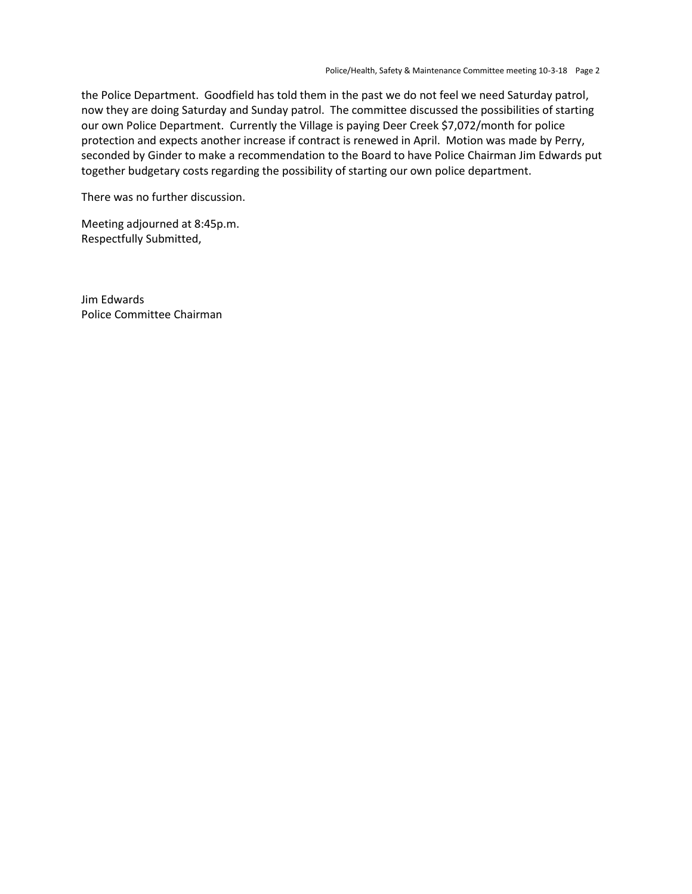the Police Department. Goodfield has told them in the past we do not feel we need Saturday patrol, now they are doing Saturday and Sunday patrol. The committee discussed the possibilities of starting our own Police Department. Currently the Village is paying Deer Creek $7,072/month for police protection and expects another increase if contract is renewed in April. Motion was made by Perry, seconded by Ginder to make a recommendation to the Board to have Police Chairman Jim Edwards put together budgetary costs regarding the possibility of starting our own police department.

There was no further discussion.

Meeting adjourned at 8:45p.m.
Respectfully Submitted,

Jim Edwards
Police Committee Chairman